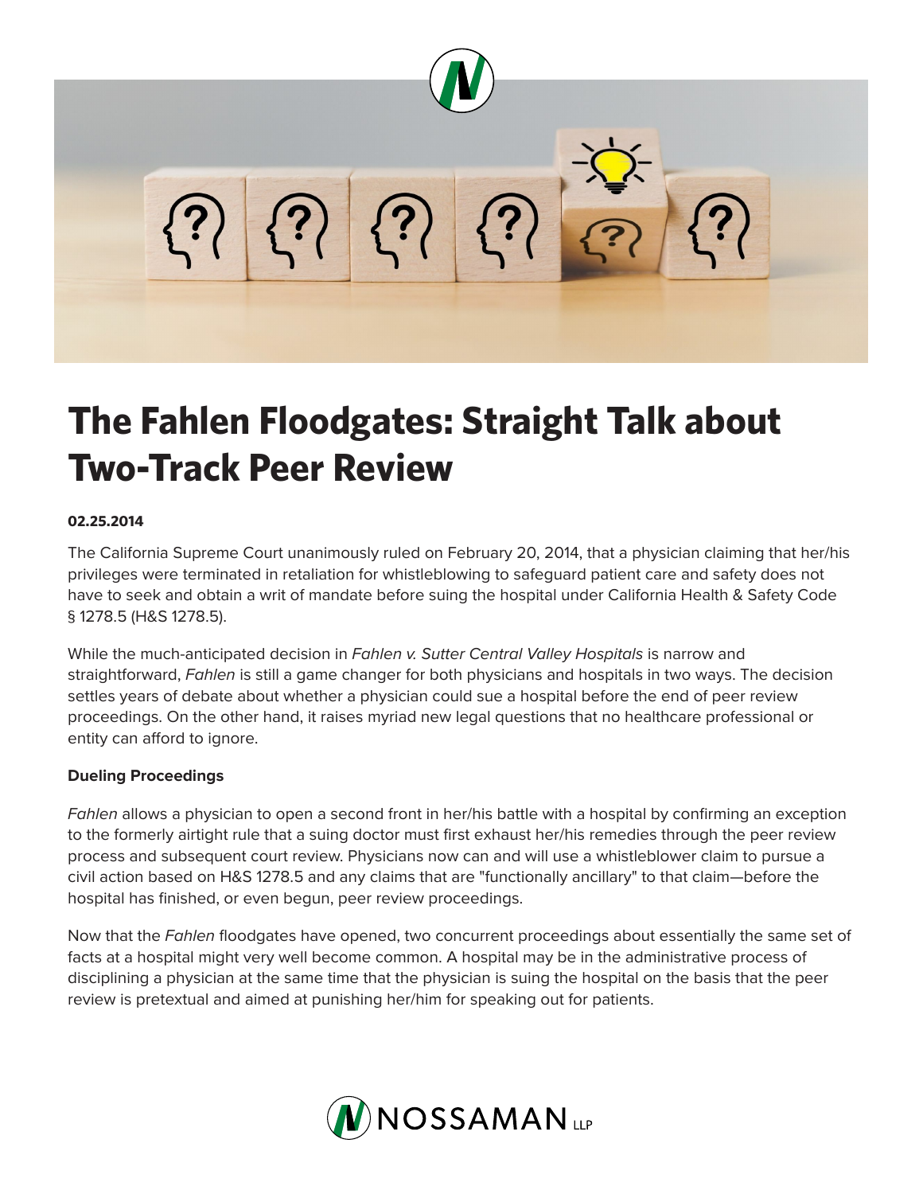# The Fahlen Floodgates: Straight Talk about Two-Track Peer Review

**02.25.2014**

The California Supreme Court unanimously ruled on February 20, 2014, that a physician claiming that her/his privileges were terminated in retaliation for whistleblowing to safeguard patient care and safety does not have to seek and obtain a writ of mandate before suing the hospital under California Health & Safety Code § 1278.5 (H&S 1278.5).

While the much-anticipated decision in *Fahlen v. Sutter Central Valley Hospitals* is narrow and straightforward, *Fahlen* is still a game changer for both physicians and hospitals in two ways. The decision settles years of debate about whether a physician could sue a hospital before the end of peer review proceedings. On the other hand, it raises myriad new legal questions that no healthcare professional or entity can afford to ignore.

**Dueling Proceedings**

*Fahlen* allows a physician to open a second front in her/his battle with a hospital by confirming an exception to the formerly airtight rule that a suing doctor must first exhaust her/his remedies through the peer review process and subsequent court review. Physicians now can and will use a whistleblower claim to pursue a civil action based on H&S 1278.5 and any claims that are "functionally ancillary" to that claim—before the hospital has finished, or even begun, peer review proceedings.

Now that the *Fahlen* floodgates have opened, two concurrent proceedings about essentially the same set of facts at a hospital might very well become common. A hospital may be in the administrative process of disciplining a physician at the same time that the physician is suing the hospital on the basis that the peer review is pretextual and aimed at punishing her/him for speaking out for patients.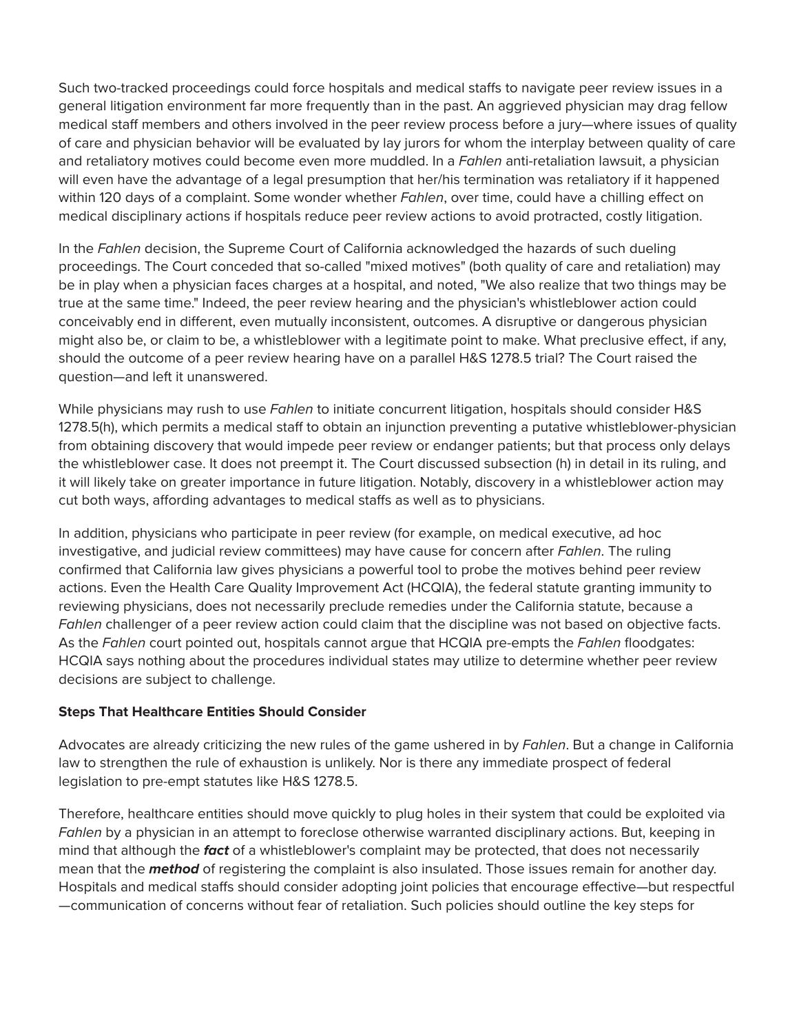Such two-tracked proceedings could force hospitals and medical staffs to navigate peer review issues in a general litigation environment far more frequently than in the past. An aggrieved physician may drag fellow medical staff members and others involved in the peer review process before a jury—where issues of quality of care and physician behavior will be evaluated by lay jurors for whom the interplay between quality of care and retaliatory motives could become even more muddled. In a *Fahlen* anti-retaliation lawsuit, a physician will even have the advantage of a legal presumption that her/his termination was retaliatory if it happened within 120 days of a complaint. Some wonder whether *Fahlen*, over time, could have a chilling effect on medical disciplinary actions if hospitals reduce peer review actions to avoid protracted, costly litigation.

In the *Fahlen* decision, the Supreme Court of California acknowledged the hazards of such dueling proceedings. The Court conceded that so-called "mixed motives" (both quality of care and retaliation) may be in play when a physician faces charges at a hospital, and noted, "We also realize that two things may be true at the same time." Indeed, the peer review hearing and the physician's whistleblower action could conceivably end in different, even mutually inconsistent, outcomes. A disruptive or dangerous physician might also be, or claim to be, a whistleblower with a legitimate point to make. What preclusive effect, if any, should the outcome of a peer review hearing have on a parallel H&S 1278.5 trial? The Court raised the question—and left it unanswered.

While physicians may rush to use *Fahlen* to initiate concurrent litigation, hospitals should consider H&S 1278.5(h), which permits a medical staff to obtain an injunction preventing a putative whistleblower-physician from obtaining discovery that would impede peer review or endanger patients; but that process only delays the whistleblower case. It does not preempt it. The Court discussed subsection (h) in detail in its ruling, and it will likely take on greater importance in future litigation. Notably, discovery in a whistleblower action may cut both ways, affording advantages to medical staffs as well as to physicians.

In addition, physicians who participate in peer review (for example, on medical executive, ad hoc investigative, and judicial review committees) may have cause for concern after *Fahlen*. The ruling confirmed that California law gives physicians a powerful tool to probe the motives behind peer review actions. Even the Health Care Quality Improvement Act (HCQIA), the federal statute granting immunity to reviewing physicians, does not necessarily preclude remedies under the California statute, because a *Fahlen* challenger of a peer review action could claim that the discipline was not based on objective facts. As the *Fahlen* court pointed out, hospitals cannot argue that HCQIA pre-empts the *Fahlen* floodgates: HCQIA says nothing about the procedures individual states may utilize to determine whether peer review decisions are subject to challenge.

**Steps That Healthcare Entities Should Consider**

Advocates are already criticizing the new rules of the game ushered in by *Fahlen*. But a change in California law to strengthen the rule of exhaustion is unlikely. Nor is there any immediate prospect of federal legislation to pre-empt statutes like H&S 1278.5.

Therefore, healthcare entities should move quickly to plug holes in their system that could be exploited via *Fahlen* by a physician in an attempt to foreclose otherwise warranted disciplinary actions. But, keeping in mind that although the ***fact*** of a whistleblower's complaint may be protected, that does not necessarily mean that the ***method*** of registering the complaint is also insulated. Those issues remain for another day. Hospitals and medical staffs should consider adopting joint policies that encourage effective—but respectful—communication of concerns without fear of retaliation. Such policies should outline the key steps for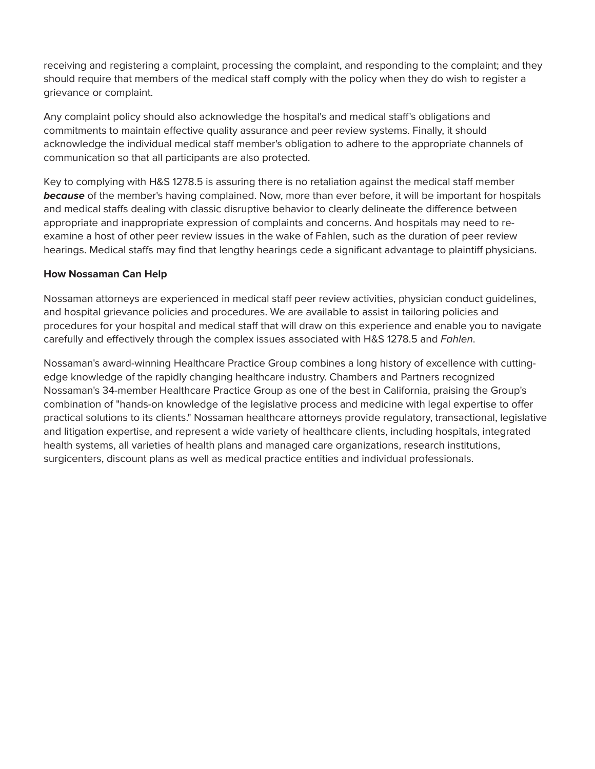receiving and registering a complaint, processing the complaint, and responding to the complaint; and they should require that members of the medical staff comply with the policy when they do wish to register a grievance or complaint.

Any complaint policy should also acknowledge the hospital's and medical staff's obligations and commitments to maintain effective quality assurance and peer review systems. Finally, it should acknowledge the individual medical staff member's obligation to adhere to the appropriate channels of communication so that all participants are also protected.

Key to complying with H&S 1278.5 is assuring there is no retaliation against the medical staff member ***because*** of the member's having complained. Now, more than ever before, it will be important for hospitals and medical staffs dealing with classic disruptive behavior to clearly delineate the difference between appropriate and inappropriate expression of complaints and concerns. And hospitals may need to re-examine a host of other peer review issues in the wake of Fahlen, such as the duration of peer review hearings. Medical staffs may find that lengthy hearings cede a significant advantage to plaintiff physicians.

**How Nossaman Can Help**

Nossaman attorneys are experienced in medical staff peer review activities, physician conduct guidelines, and hospital grievance policies and procedures. We are available to assist in tailoring policies and procedures for your hospital and medical staff that will draw on this experience and enable you to navigate carefully and effectively through the complex issues associated with H&S 1278.5 and *Fahlen*.

Nossaman's award-winning Healthcare Practice Group combines a long history of excellence with cutting-edge knowledge of the rapidly changing healthcare industry. Chambers and Partners recognized Nossaman's 34-member Healthcare Practice Group as one of the best in California, praising the Group's combination of "hands-on knowledge of the legislative process and medicine with legal expertise to offer practical solutions to its clients." Nossaman healthcare attorneys provide regulatory, transactional, legislative and litigation expertise, and represent a wide variety of healthcare clients, including hospitals, integrated health systems, all varieties of health plans and managed care organizations, research institutions, surgicenters, discount plans as well as medical practice entities and individual professionals.